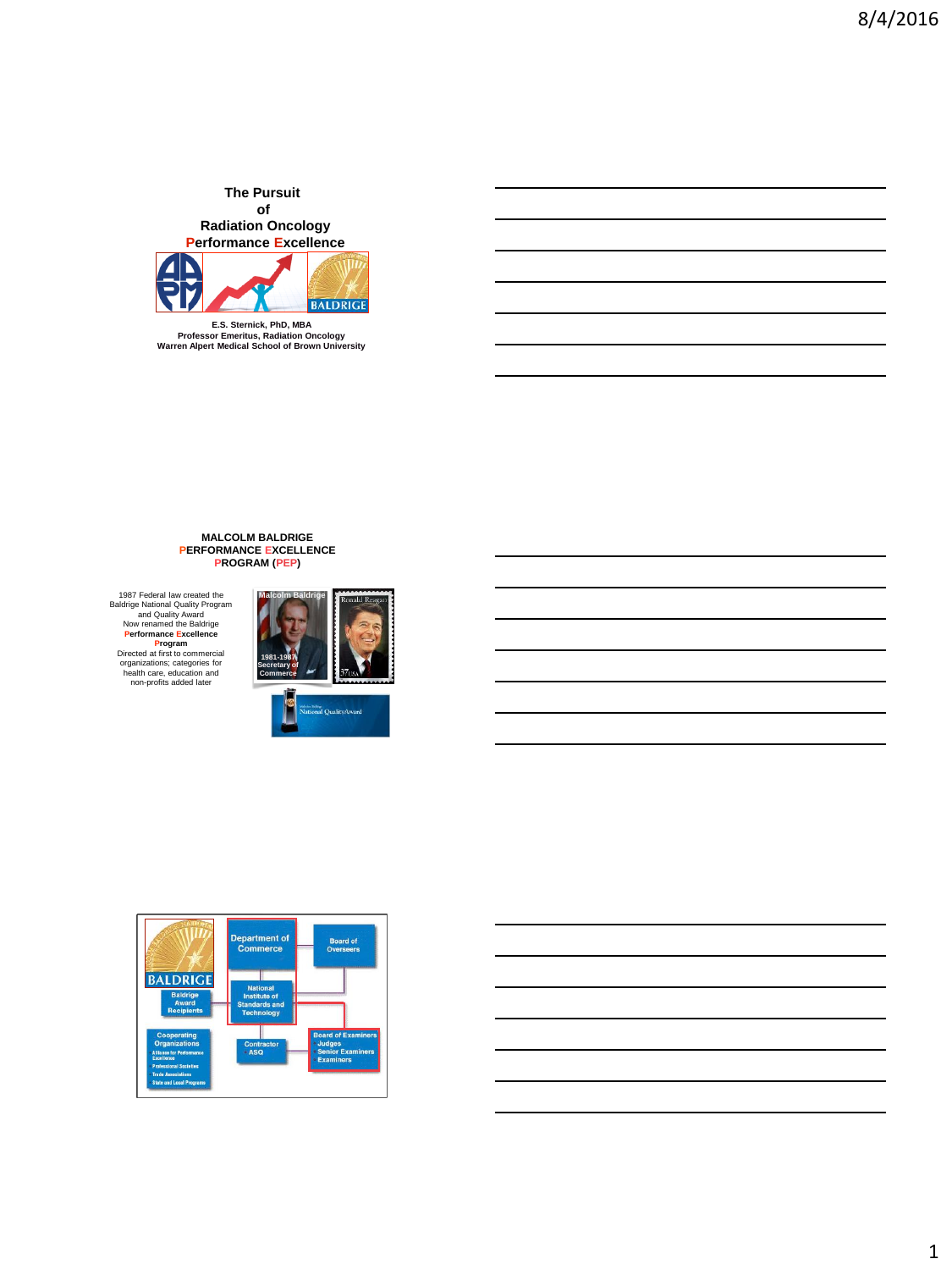# The Pursuit of Radiation Oncology Performance Excellence

E.S. Sternick, PhD, MBA
Professor Emeritus, Radiation Oncology
Warren Alpert Medical School of Brown University

## MALCOLM BALDRIGE PERFORMANCE EXCELLENCE PROGRAM (PEP)

1987 Federal law created the Baldrige National Quality Program and Quality Award
Now renamed the Baldrige **Performance Excellence Program**
Directed at first to commercial organizations; categories for health care, education and non-profits added later

Malcolm Baldrige
1981-1987 Secretary of Commerce

Ronald Reagan

Malcolm Baldrige National Quality Award

BALDRIGE

Department of Commerce

Board of Overseers

Baldrige Award Recipients

National Institute of Standards and Technology

Cooperating Organizations
- Alliance for Performance Excellence
- Professional Societies
- Trade Associations
- State and Local Programs

Contractor
- ASQ

Board of Examiners
- Judges
- Senior Examiners
- Examiners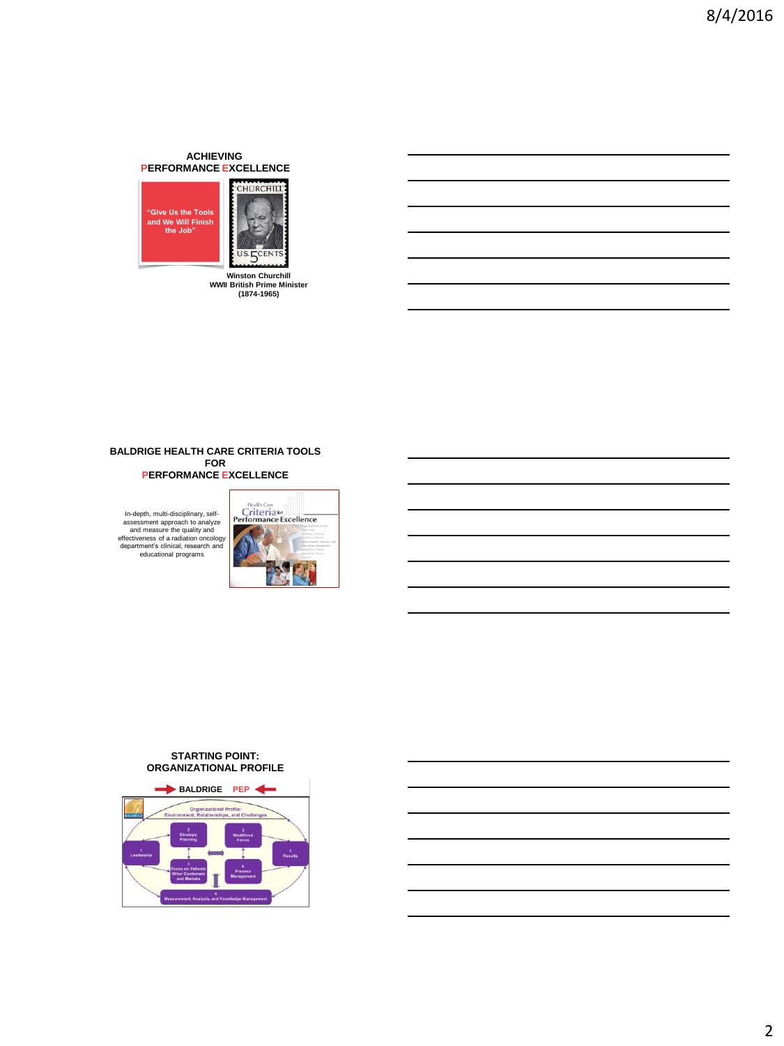## ACHIEVING PERFORMANCE EXCELLENCE

"Give Us the Tools and We Will Finish the Job"

Winston Churchill
WWII British Prime Minister
(1874-1965)

## BALDRIGE HEALTH CARE CRITERIA TOOLS FOR PERFORMANCE EXCELLENCE

In-depth, multi-disciplinary, self-assessment approach to analyze and measure the quality and effectiveness of a radiation oncology department's clinical, research and educational programs

Health Care Criteria for Performance Excellence

## STARTING POINT: ORGANIZATIONAL PROFILE

BALDRIGE PEP

Organizational Profile: Environment, Relationships, and Challenges

1 Leadership

2 Strategic Planning

3 Focus on Patients, Other Customers and Markets

4 Measurement, Analysis, and Knowledge Management

5 Workforce Focus

6 Process Management

7 Results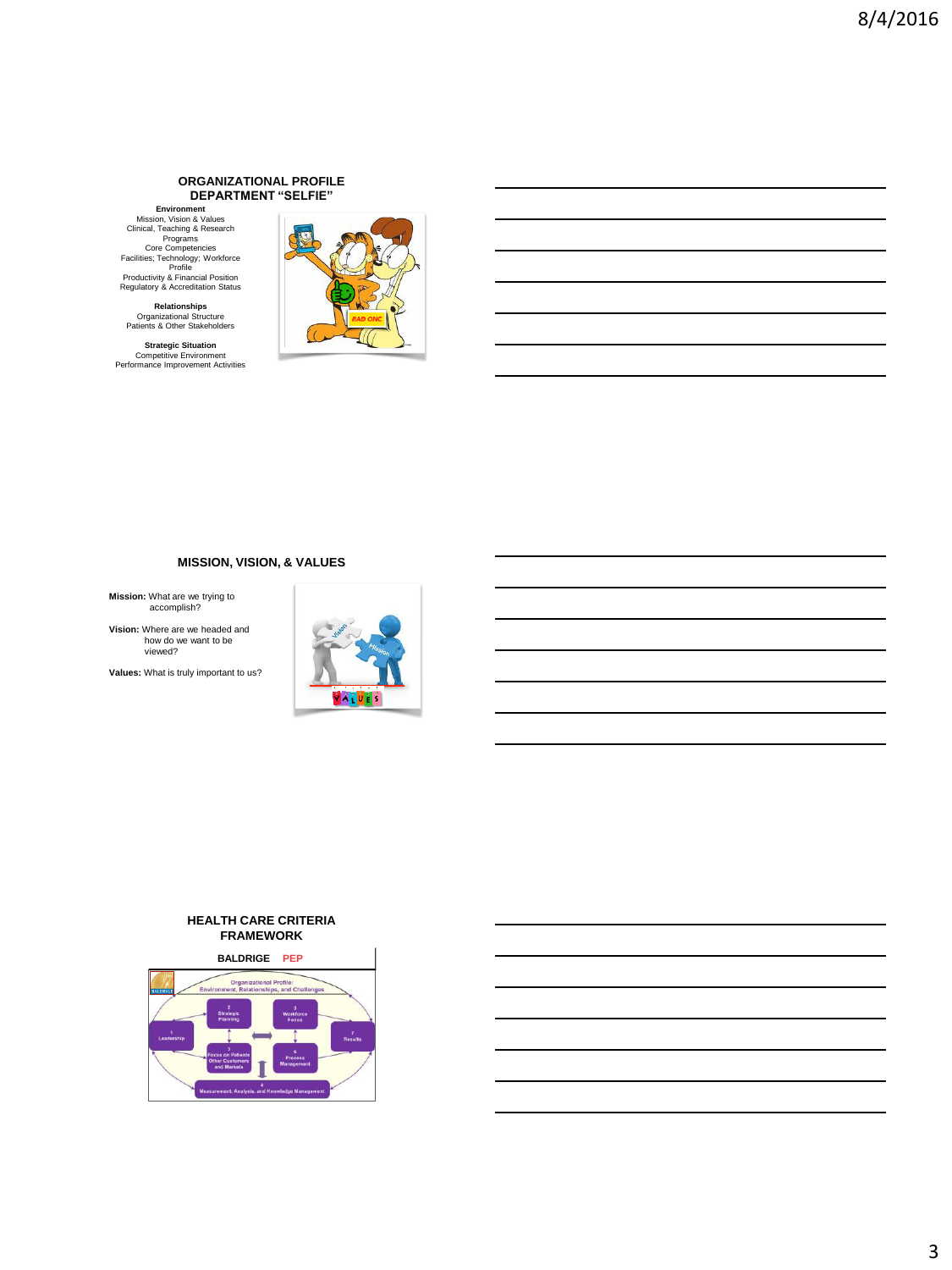## ORGANIZATIONAL PROFILE DEPARTMENT "SELFIE"

**Environment**
Mission, Vision & Values
Clinical, Teaching & Research Programs
Core Competencies
Facilities; Technology; Workforce Profile
Productivity & Financial Position
Regulatory & Accreditation Status

**Relationships**
Organizational Structure
Patients & Other Stakeholders

**Strategic Situation**
Competitive Environment
Performance Improvement Activities

## MISSION, VISION, & VALUES

**Mission:** What are we trying to accomplish?

**Vision:** Where are we headed and how do we want to be viewed?

**Values:** What is truly important to us?

## HEALTH CARE CRITERIA FRAMEWORK

BALDRIGE PEP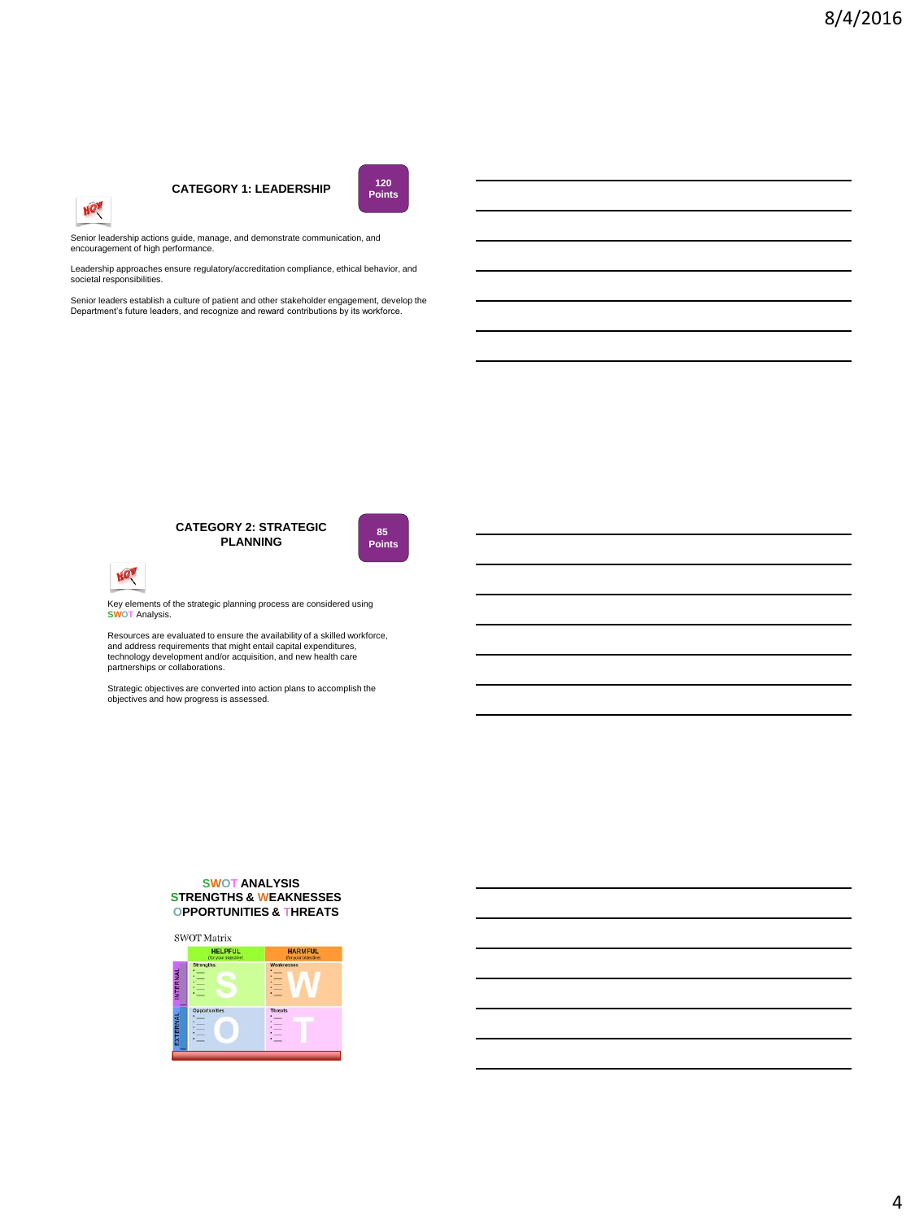## CATEGORY 1: LEADERSHIP

120 Points

Senior leadership actions guide, manage, and demonstrate communication, and encouragement of high performance.

Leadership approaches ensure regulatory/accreditation compliance, ethical behavior, and societal responsibilities.

Senior leaders establish a culture of patient and other stakeholder engagement, develop the Department's future leaders, and recognize and reward contributions by its workforce.

## CATEGORY 2: STRATEGIC PLANNING

85 Points

Key elements of the strategic planning process are considered using SWOT Analysis.

Resources are evaluated to ensure the availability of a skilled workforce, and address requirements that might entail capital expenditures, technology development and/or acquisition, and new health care partnerships or collaborations.

Strategic objectives are converted into action plans to accomplish the objectives and how progress is assessed.

## SWOT ANALYSIS
## STRENGTHS & WEAKNESSES
## OPPORTUNITIES & THREATS

SWOT Matrix

| | HELPFUL (for your objective) | HARMFUL (for your objective) |
|---|---|---|
| INTERNAL | Strengths **S** | Weaknesses **W** |
| EXTERNAL | Opportunities **O** | Threats **T** |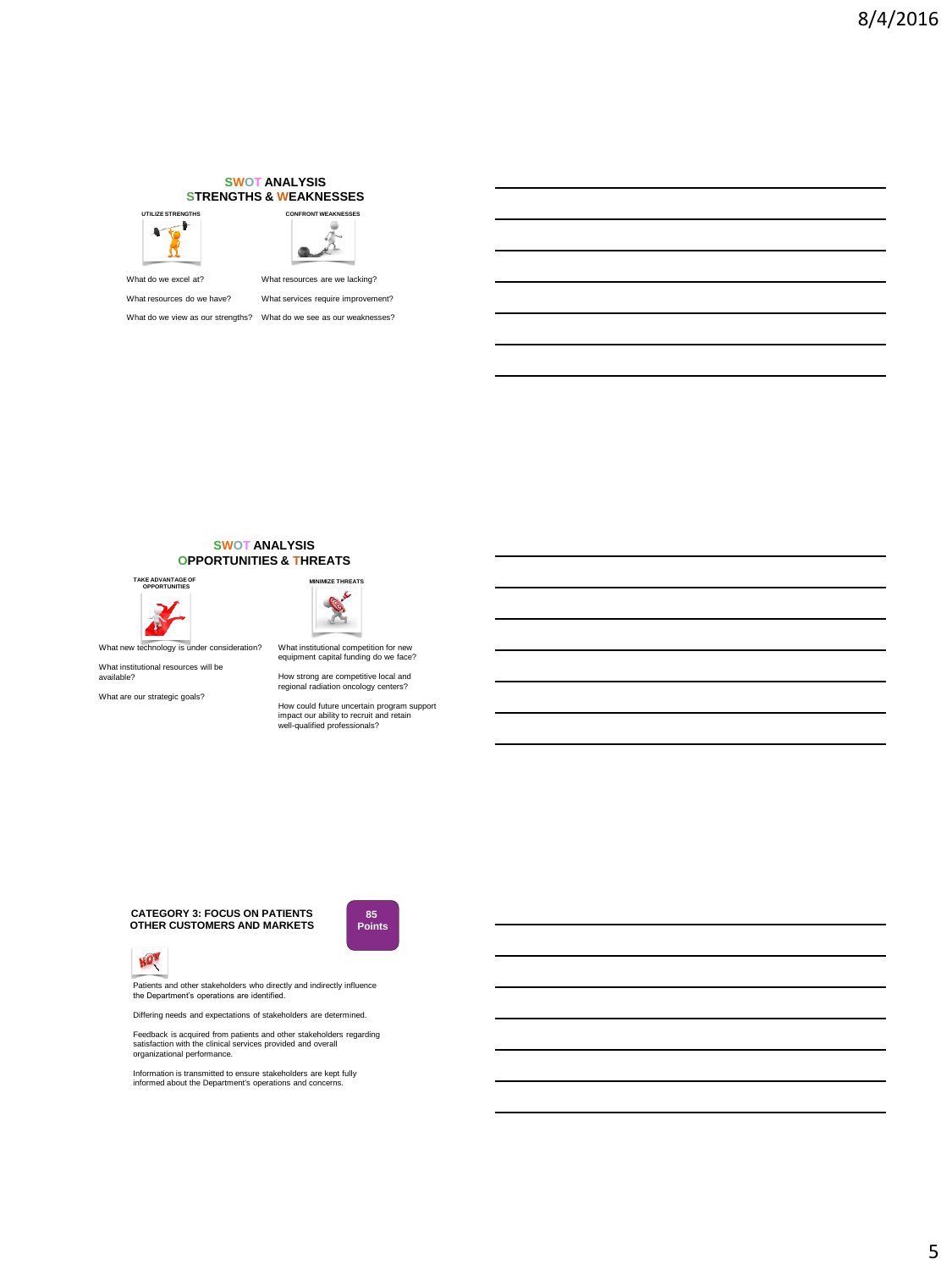## SWOT ANALYSIS
## STRENGTHS & WEAKNESSES

| UTILIZE STRENGTHS | CONFRONT WEAKNESSES |
|---|---|
| What do we excel at? | What resources are we lacking? |
| What resources do we have? | What services require improvement? |
| What do we view as our strengths? | What do we see as our weaknesses? |

## SWOT ANALYSIS
## OPPORTUNITIES & THREATS

| TAKE ADVANTAGE OF OPPORTUNITIES | MINIMIZE THREATS |
|---|---|
| What new technology is under consideration? | What institutional competition for new equipment capital funding do we face? |
| What institutional resources will be available? | How strong are competitive local and regional radiation oncology centers? |
| What are our strategic goals? | How could future uncertain program support impact our ability to recruit and retain well-qualified professionals? |

## CATEGORY 3: FOCUS ON PATIENTS OTHER CUSTOMERS AND MARKETS

**85 Points**

Patients and other stakeholders who directly and indirectly influence the Department's operations are identified.

Differing needs and expectations of stakeholders are determined.

Feedback is acquired from patients and other stakeholders regarding satisfaction with the clinical services provided and overall organizational performance.

Information is transmitted to ensure stakeholders are kept fully informed about the Department's operations and concerns.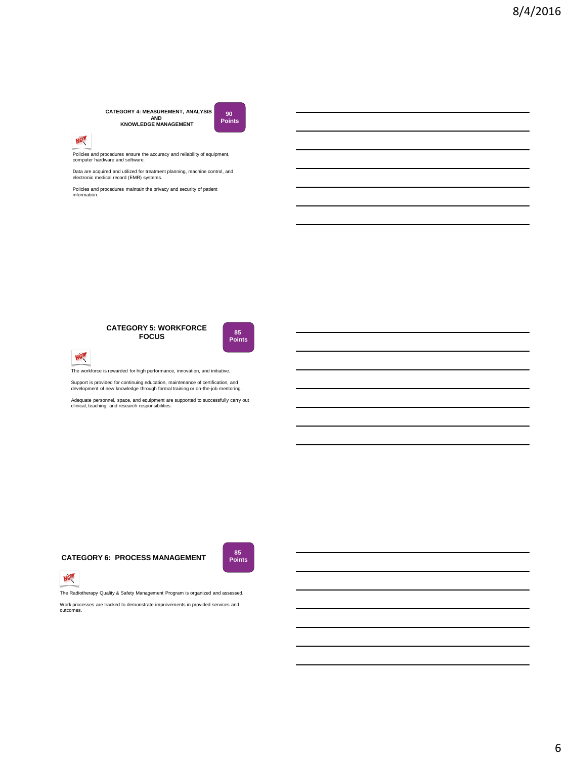## CATEGORY 4: MEASUREMENT, ANALYSIS AND KNOWLEDGE MANAGEMENT

**90 Points**

HOW

Policies and procedures ensure the accuracy and reliability of equipment, computer hardware and software.

Data are acquired and utilized for treatment planning, machine control, and electronic medical record (EMR) systems.

Policies and procedures maintain the privacy and security of patient information.

## CATEGORY 5: WORKFORCE FOCUS

**85 Points**

HOW

The workforce is rewarded for high performance, innovation, and initiative.

Support is provided for continuing education, maintenance of certification, and development of new knowledge through formal training or on-the-job mentoring.

Adequate personnel, space, and equipment are supported to successfully carry out clinical, teaching, and research responsibilities.

## CATEGORY 6: PROCESS MANAGEMENT

**85 Points**

HOW

The Radiotherapy Quality & Safety Management Program is organized and assessed.

Work processes are tracked to demonstrate improvements in provided services and outcomes.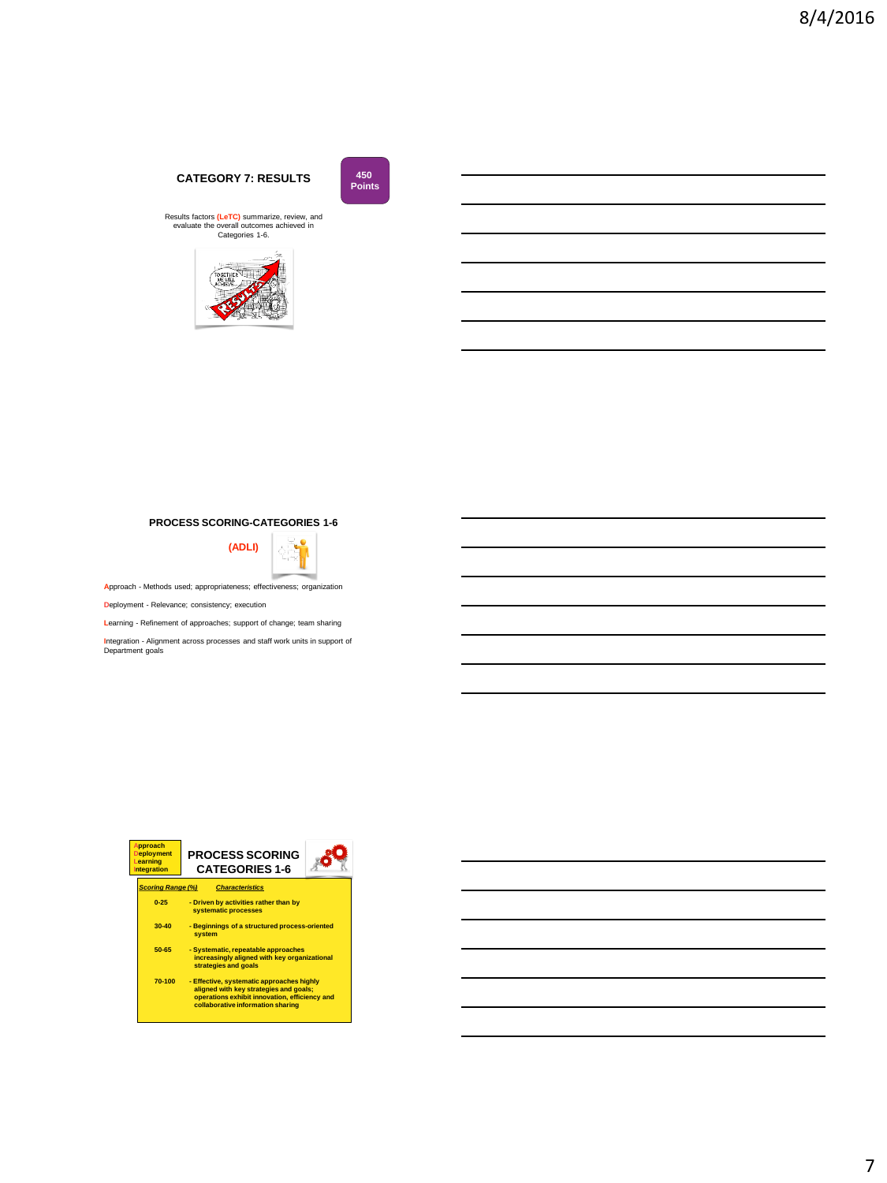## CATEGORY 7: RESULTS

450 Points

Results factors (LeTC) summarize, review, and evaluate the overall outcomes achieved in Categories 1-6.

## PROCESS SCORING-CATEGORIES 1-6

(ADLI)

Approach - Methods used; appropriateness; effectiveness; organization

Deployment - Relevance; consistency; execution

Learning - Refinement of approaches; support of change; team sharing

Integration - Alignment across processes and staff work units in support of Department goals

## PROCESS SCORING CATEGORIES 1-6

Approach
Deployment
Learning
Integration

| *Scoring Range (%)* | *Characteristics* |
|---|---|
| 0-25 | - Driven by activities rather than by systematic processes |
| 30-40 | - Beginnings of a structured process-oriented system |
| 50-65 | - Systematic, repeatable approaches increasingly aligned with key organizational strategies and goals |
| 70-100 | - Effective, systematic approaches highly aligned with key strategies and goals; operations exhibit innovation, efficiency and collaborative information sharing |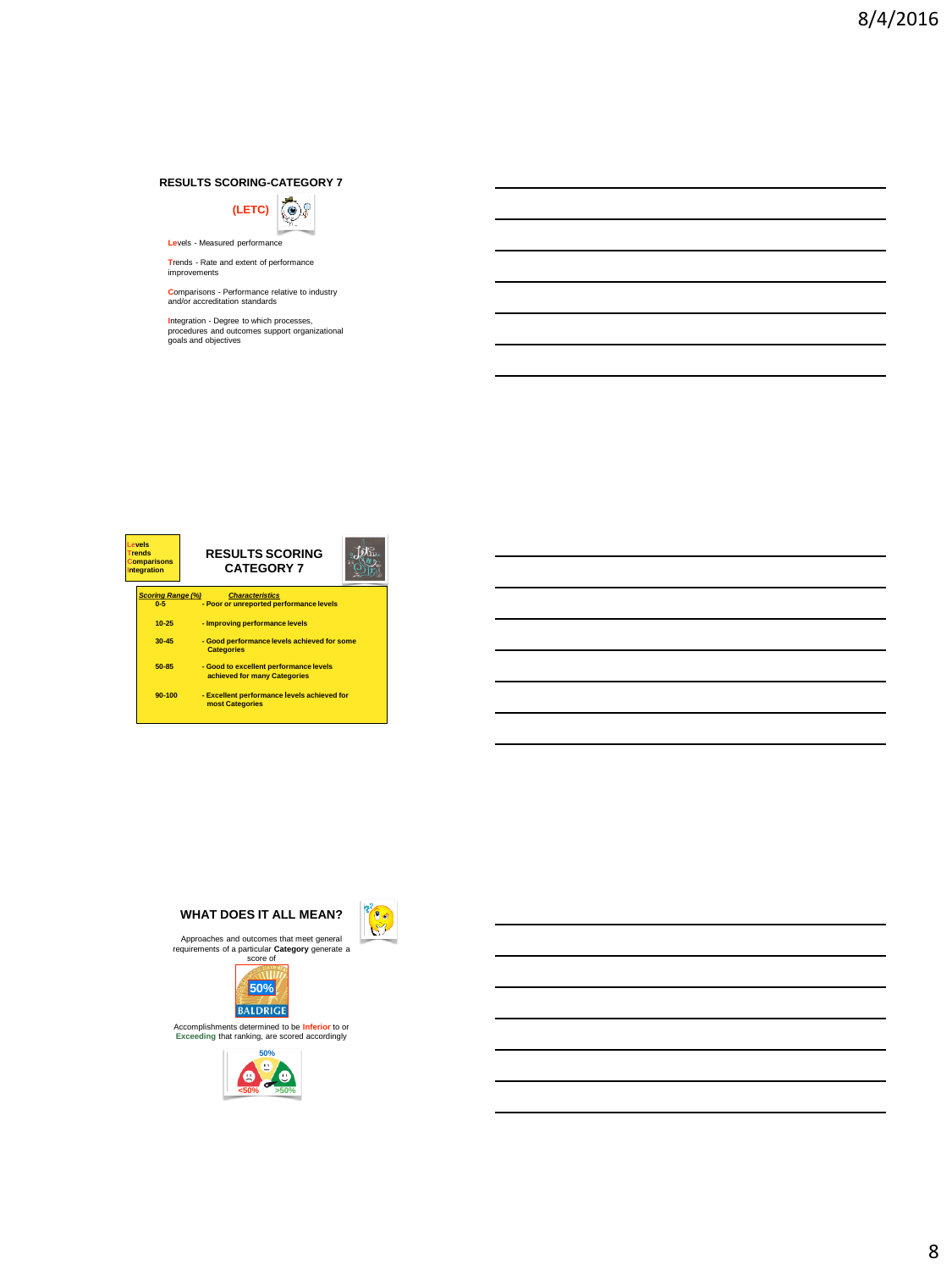## RESULTS SCORING-CATEGORY 7

**(LETC)**

**Le**vels - Measured performance

**T**rends - Rate and extent of performance improvements

**C**omparisons - Performance relative to industry and/or accreditation standards

**I**ntegration - Degree to which processes, procedures and outcomes support organizational goals and objectives

---

**L**evels
**T**rends
**C**omparisons
**I**ntegration

## RESULTS SCORING CATEGORY 7

| *Scoring Range (%)* | *Characteristics* |
|---|---|
| 0-5 | - Poor or unreported performance levels |
| 10-25 | - Improving performance levels |
| 30-45 | - Good performance levels achieved for some Categories |
| 50-85 | - Good to excellent performance levels achieved for many Categories |
| 90-100 | - Excellent performance levels achieved for most Categories |

---

## WHAT DOES IT ALL MEAN?

Approaches and outcomes that meet general requirements of a particular **Category** generate a score of

50%
BALDRIGE

Accomplishments determined to be **Inferior** to or **Exceeding** that ranking, are scored accordingly

50%
<50% >50%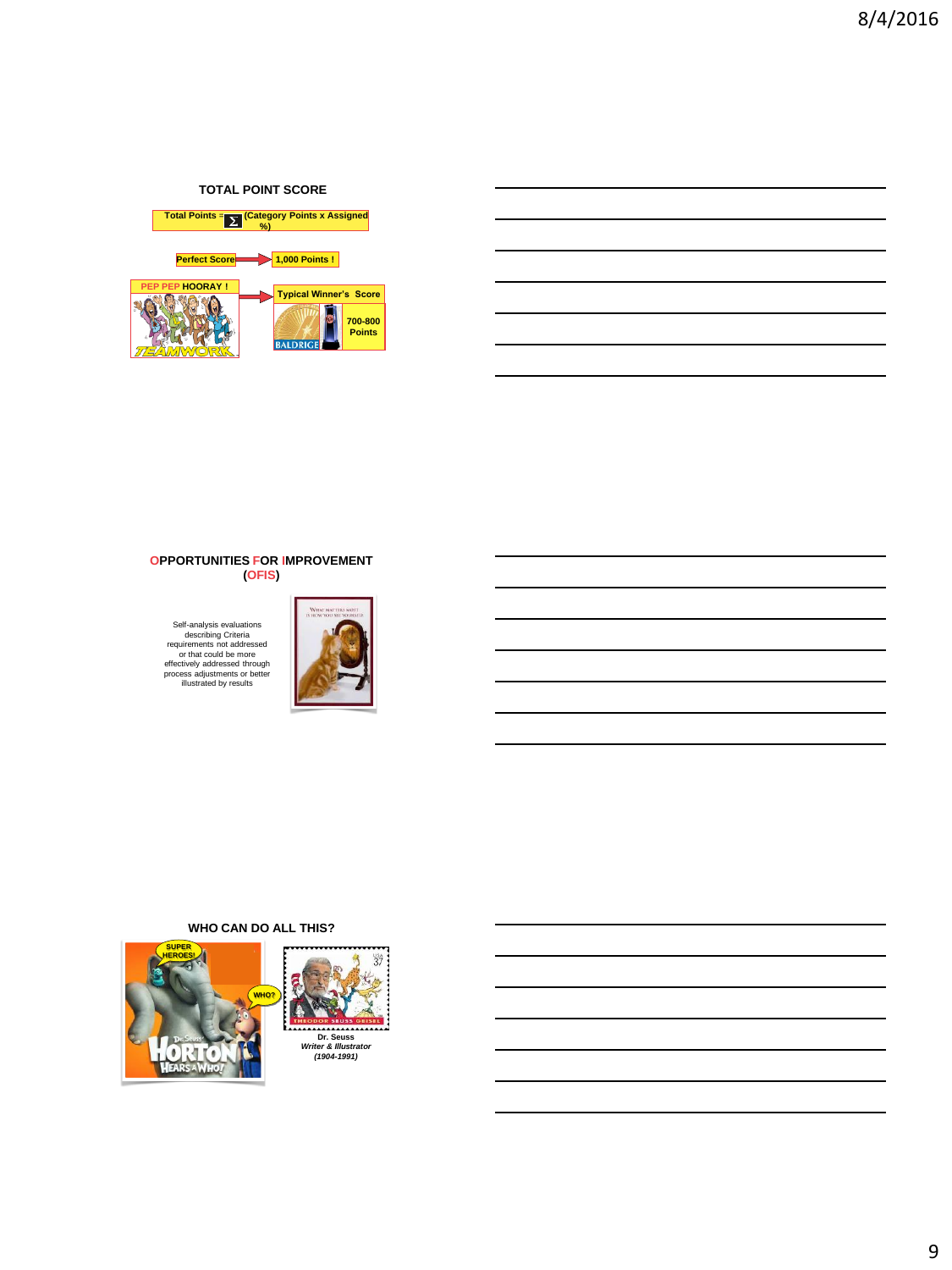## TOTAL POINT SCORE

Total Points = $\Sigma$ (Category Points x Assigned %)

Perfect Score → 1,000 Points !

PEP PEP HOORAY ! → Typical Winner's Score

700-800 Points

## OPPORTUNITIES FOR IMPROVEMENT (OFIS)

Self-analysis evaluations describing Criteria requirements not addressed or that could be more effectively addressed through process adjustments or better illustrated by results

## WHO CAN DO ALL THIS?

Dr. Seuss
*Writer & Illustrator*
*(1904-1991)*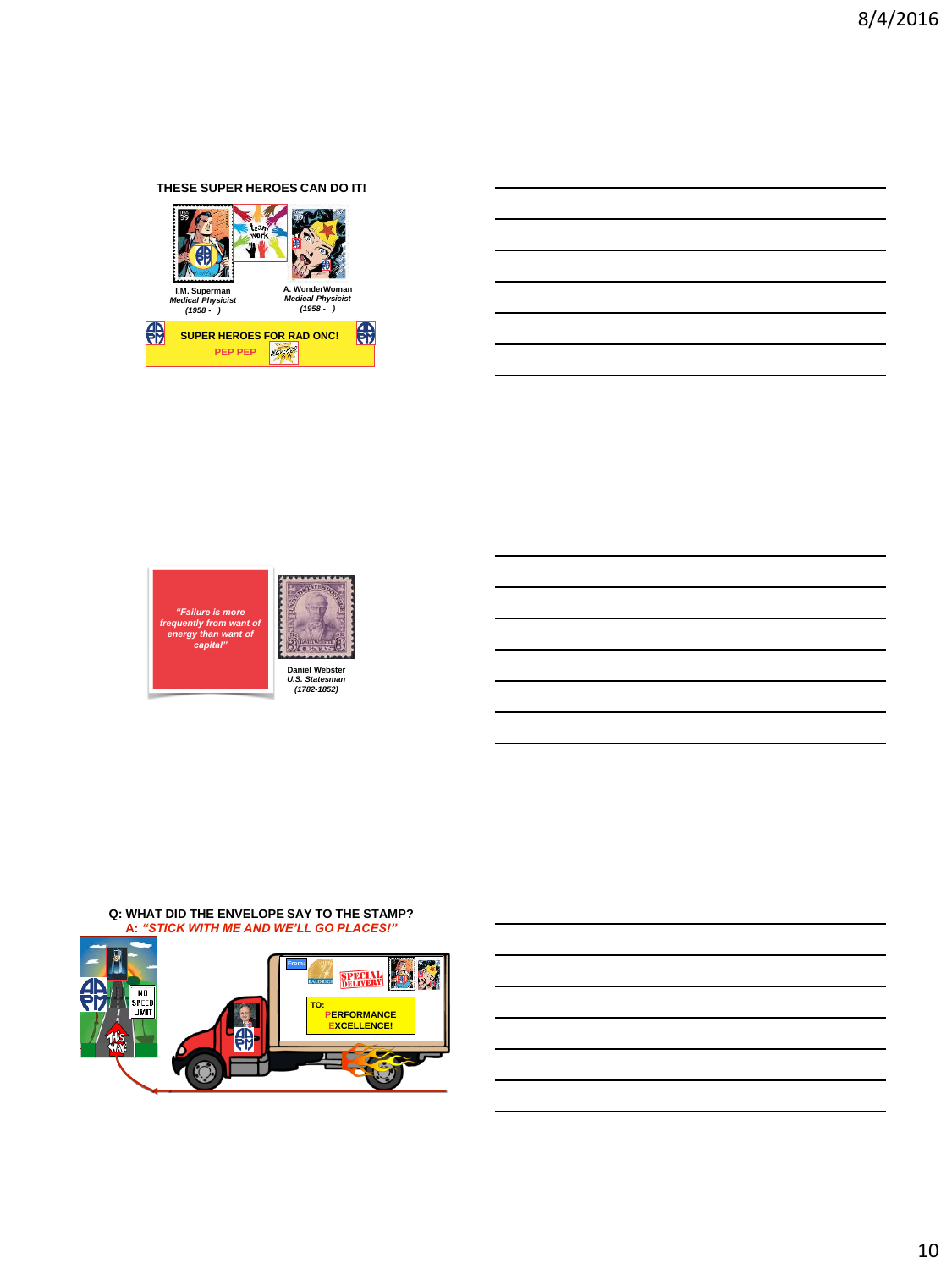THESE SUPER HEROES CAN DO IT!

I.M. Superman
*Medical Physicist*
*(1958 - )*

A. WonderWoman
*Medical Physicist*
*(1958 - )*

SUPER HEROES FOR RAD ONC!
PEP PEP

*"Failure is more frequently from want of energy than want of capital"*

Daniel Webster
*U.S. Statesman*
*(1782-1852)*

Q: WHAT DID THE ENVELOPE SAY TO THE STAMP?
A: *"STICK WITH ME AND WE'LL GO PLACES!"*

NO SPEED LIMIT

THIS WAY

From:

SPECIAL DELIVERY

TO:
PERFORMANCE
EXCELLENCE!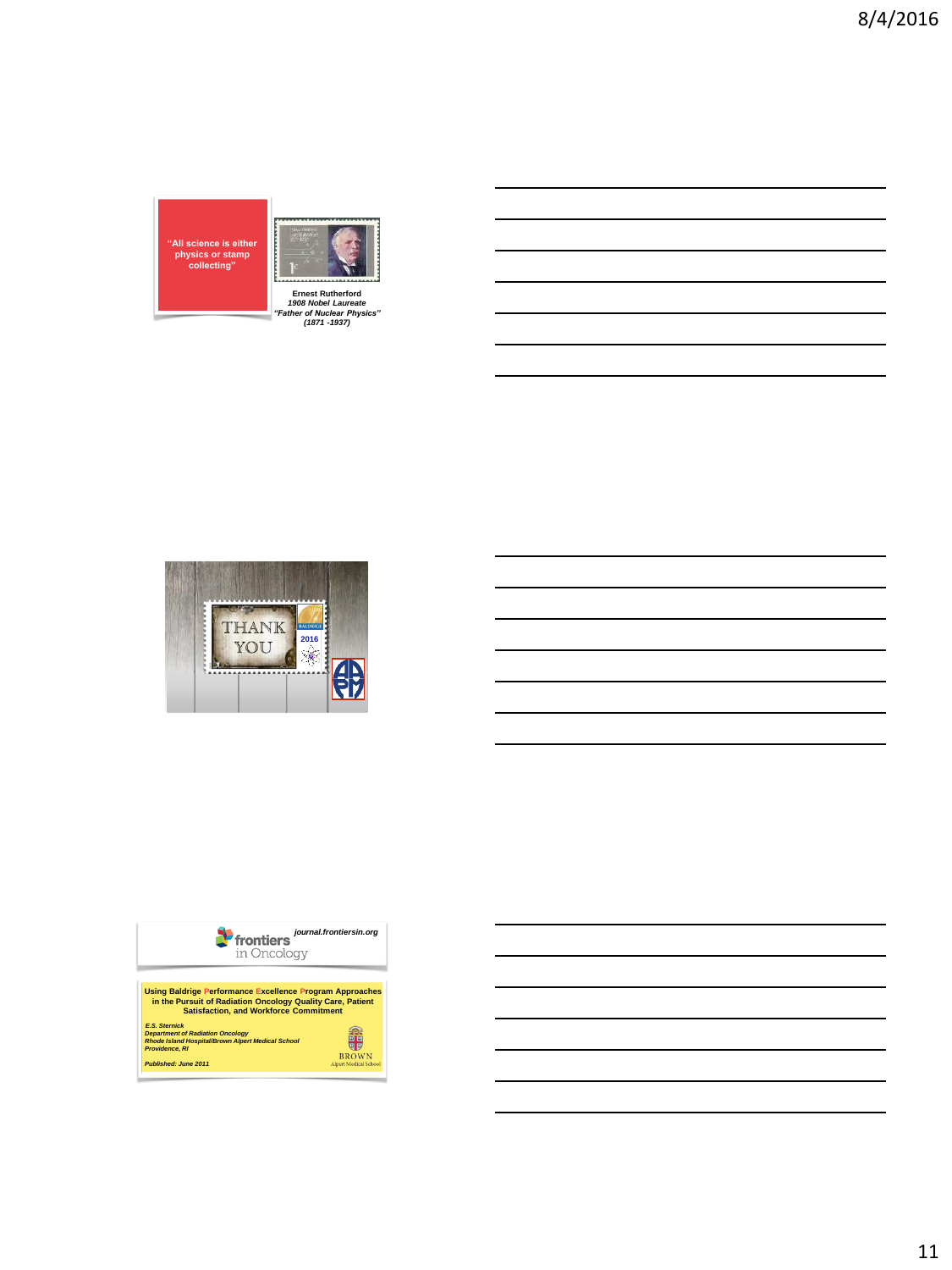"All science is either physics or stamp collecting"

**Ernest Rutherford**
*1908 Nobel Laureate*
*"Father of Nuclear Physics"*
*(1871 -1937)*

THANK YOU

2016

frontiers in Oncology

*journal.frontiersin.org*

**Using Baldrige Performance Excellence Program Approaches in the Pursuit of Radiation Oncology Quality Care, Patient Satisfaction, and Workforce Commitment**

*E.S. Sternick*
*Department of Radiation Oncology*
*Rhode Island Hospital/Brown Alpert Medical School*
*Providence, RI*

*Published: June 2011*

BROWN
Alpert Medical School